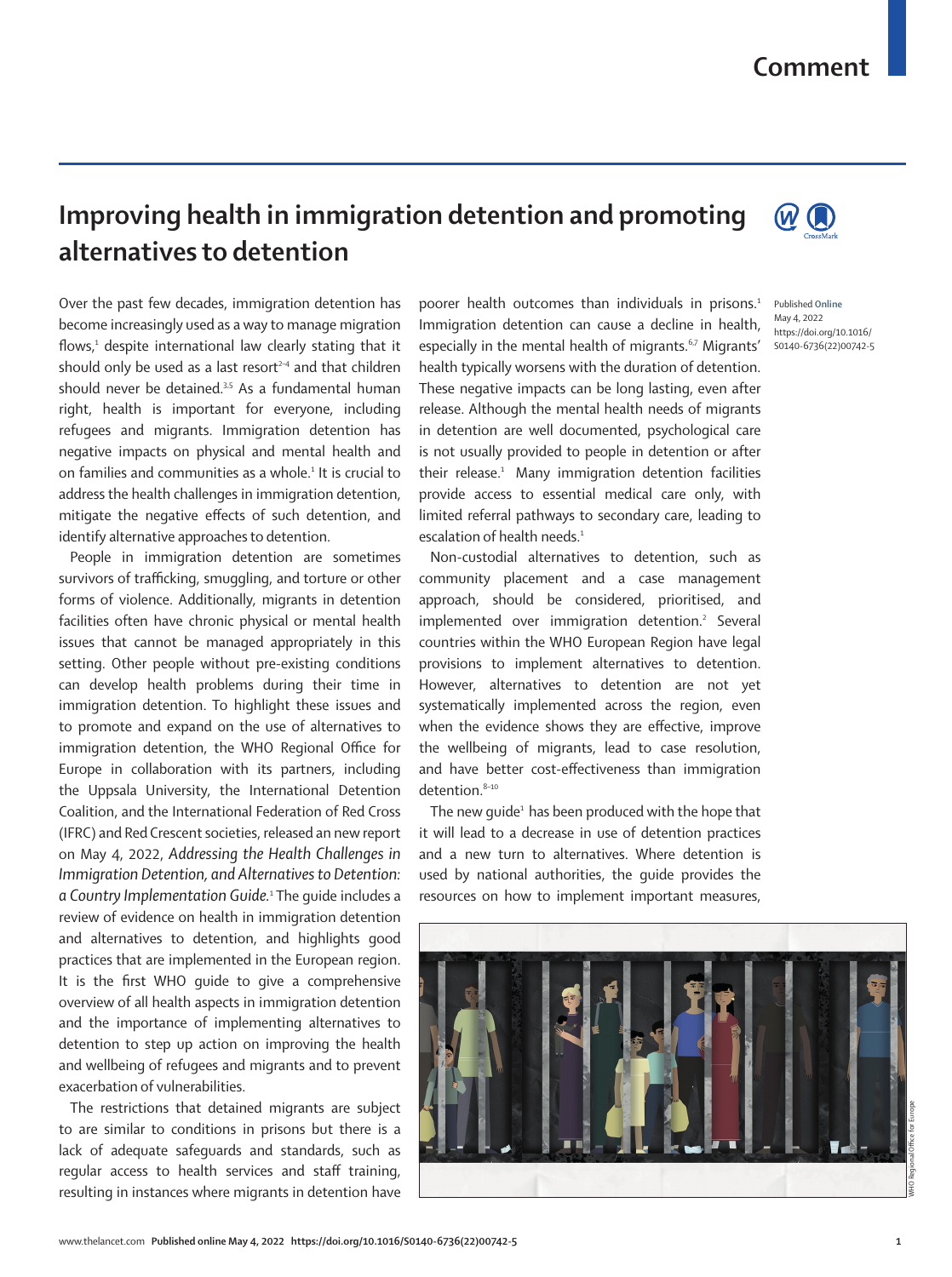Comment

# Improving health in immigration detention and promoting alternatives to detention

Published Online May 4, 2022 https://doi.org/10.1016/S0140-6736(22)00742-5

Over the past few decades, immigration detention has become increasingly used as a way to manage migration flows,[1] despite international law clearly stating that it should only be used as a last resort[2–4] and that children should never be detained.[3,5] As a fundamental human right, health is important for everyone, including refugees and migrants. Immigration detention has negative impacts on physical and mental health and on families and communities as a whole.[1] It is crucial to address the health challenges in immigration detention, mitigate the negative effects of such detention, and identify alternative approaches to detention.

People in immigration detention are sometimes survivors of trafficking, smuggling, and torture or other forms of violence. Additionally, migrants in detention facilities often have chronic physical or mental health issues that cannot be managed appropriately in this setting. Other people without pre-existing conditions can develop health problems during their time in immigration detention. To highlight these issues and to promote and expand on the use of alternatives to immigration detention, the WHO Regional Office for Europe in collaboration with its partners, including the Uppsala University, the International Detention Coalition, and the International Federation of Red Cross (IFRC) and Red Crescent societies, released an new report on May 4, 2022, *Addressing the Health Challenges in Immigration Detention, and Alternatives to Detention: a Country Implementation Guide.*[1] The guide includes a review of evidence on health in immigration detention and alternatives to detention, and highlights good practices that are implemented in the European region. It is the first WHO guide to give a comprehensive overview of all health aspects in immigration detention and the importance of implementing alternatives to detention to step up action on improving the health and wellbeing of refugees and migrants and to prevent exacerbation of vulnerabilities.

The restrictions that detained migrants are subject to are similar to conditions in prisons but there is a lack of adequate safeguards and standards, such as regular access to health services and staff training, resulting in instances where migrants in detention have poorer health outcomes than individuals in prisons.[1] Immigration detention can cause a decline in health, especially in the mental health of migrants.[6,7] Migrants' health typically worsens with the duration of detention. These negative impacts can be long lasting, even after release. Although the mental health needs of migrants in detention are well documented, psychological care is not usually provided to people in detention or after their release.[1] Many immigration detention facilities provide access to essential medical care only, with limited referral pathways to secondary care, leading to escalation of health needs.[1]

Non-custodial alternatives to detention, such as community placement and a case management approach, should be considered, prioritised, and implemented over immigration detention.[2] Several countries within the WHO European Region have legal provisions to implement alternatives to detention. However, alternatives to detention are not yet systematically implemented across the region, even when the evidence shows they are effective, improve the wellbeing of migrants, lead to case resolution, and have better cost-effectiveness than immigration detention.[8–10]

The new guide[1] has been produced with the hope that it will lead to a decrease in use of detention practices and a new turn to alternatives. Where detention is used by national authorities, the guide provides the resources on how to implement important measures,

WHO Regional Office for Europe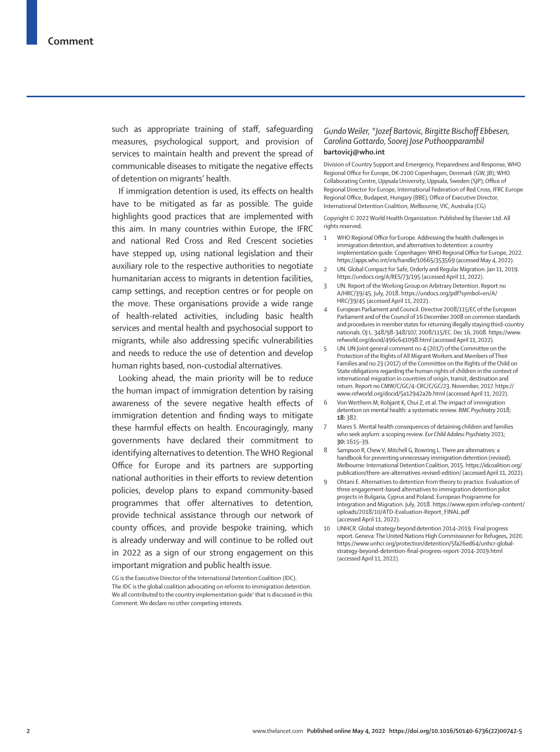such as appropriate training of staff, safeguarding measures, psychological support, and provision of services to maintain health and prevent the spread of communicable diseases to mitigate the negative effects of detention on migrants' health.

If immigration detention is used, its effects on health have to be mitigated as far as possible. The guide highlights good practices that are implemented with this aim. In many countries within Europe, the IFRC and national Red Cross and Red Crescent societies have stepped up, using national legislation and their auxiliary role to the respective authorities to negotiate humanitarian access to migrants in detention facilities, camp settings, and reception centres or for people on the move. These organisations provide a wide range of health-related activities, including basic health services and mental health and psychosocial support to migrants, while also addressing specific vulnerabilities and needs to reduce the use of detention and develop human rights based, non-custodial alternatives.

Looking ahead, the main priority will be to reduce the human impact of immigration detention by raising awareness of the severe negative health effects of immigration detention and finding ways to mitigate these harmful effects on health. Encouragingly, many governments have declared their commitment to identifying alternatives to detention. The WHO Regional Office for Europe and its partners are supporting national authorities in their efforts to review detention policies, develop plans to expand community-based programmes that offer alternatives to detention, provide technical assistance through our network of county offices, and provide bespoke training, which is already underway and will continue to be rolled out in 2022 as a sign of our strong engagement on this important migration and public health issue.

CG is the Executive Director of the International Detention Coalition (IDC). The IDC is the global coalition advocating on reforms to immigration detention. We all contributed to the country implementation guide[1] that is discussed in this Comment. We declare no other competing interests.

*Gundo Weiler, \*Jozef Bartovic, Birgitte Bischoff Ebbesen, Carolina Gottardo, Soorej Jose Puthoopparambil*
**bartovicj@who.int**

Division of Country Support and Emergency, Preparedness and Response, WHO Regional Office for Europe, DK-2100 Copenhagen, Denmark (GW, JB); WHO Collaborating Centre, Uppsala University, Uppsala, Sweden (SJP); Office of Regional Director for Europe, International Federation of Red Cross, IFRC Europe Regional Office, Budapest, Hungary (BBE); Office of Executive Director, International Detention Coalition, Melbourne, VIC, Australia (CG)

Copyright © 2022 World Health Organization. Published by Elsevier Ltd. All rights reserved.

1. WHO Regional Office for Europe. Addressing the health challenges in immigration detention, and alternatives to detention: a country implementation guide. Copenhagen: WHO Regional Office for Europe, 2022. https://apps.who.int/iris/handle/10665/353569 (accessed May 4, 2022).
2. UN. Global Compact for Safe, Orderly and Regular Migration. Jan 11, 2019. https://undocs.org/A/RES/73/195 (accessed April 11, 2022).
3. UN. Report of the Working Group on Arbitrary Detention. Report no A/HRC/39/45. July, 2018. https://undocs.org/pdf?symbol=en/A/HRC/39/45 (accessed April 11, 2022).
4. European Parliament and Council. Directive 2008/115/EC of the European Parliament and of the Council of 16 December 2008 on common standards and procedures in member states for returning illegally staying third-country nationals. OJ L. 348/98-348/107, 2008/115/EC. Dec 16, 2008. https://www.refworld.org/docid/496c641098.html (accessed April 11, 2022).
5. UN. UN Joint general comment no 4 (2017) of the Committee on the Protection of the Rights of All Migrant Workers and Members of Their Families and no 23 (2017) of the Committee on the Rights of the Child on State obligations regarding the human rights of children in the context of international migration in countries of origin, transit, destination and return. Report no CMW/C/GC/4-CRC/C/GC/23. November, 2017. https://www.refworld.org/docid/5a12942a2b.html (accessed April 11, 2022).
6. Von Werthern M, Robjant K, Chui Z, et al. The impact of immigration detention on mental health: a systematic review. *BMC Psychiatry* 2018; **18:** 382.
7. Mares S. Mental health consequences of detaining children and families who seek asylum: a scoping review. *Eur Child Adolesc Psychiatry* 2021; **30:** 1615–39.
8. Sampson R, Chew V, Mitchell G, Bowring L. There are alternatives: a handbook for preventing unnecessary immigration detention (revised). Melbourne: International Detention Coalition, 2015. https://idcoalition.org/publication/there-are-alternatives-revised-edition/ (accessed April 11, 2022).
9. Ohtani E. Alternatives to detention from theory to practice. Evaluation of three engagement-based alternatives to immigration detention pilot projects in Bulgaria, Cyprus and Poland. European Programme for Integration and Migration. July, 2018. https://www.epim.info/wp-content/uploads/2018/10/ATD-Evaluation-Report_FINAL.pdf (accessed April 11, 2022).
10. UNHCR. Global strategy beyond detention 2014–2019. Final progress report. Geneva: The United Nations High Commissioner for Refugees, 2020. https://www.unhcr.org/protection/detention/5fa26ed64/unhcr-global-strategy-beyond-detention-final-progress-report-2014-2019.html (accessed April 11, 2022).